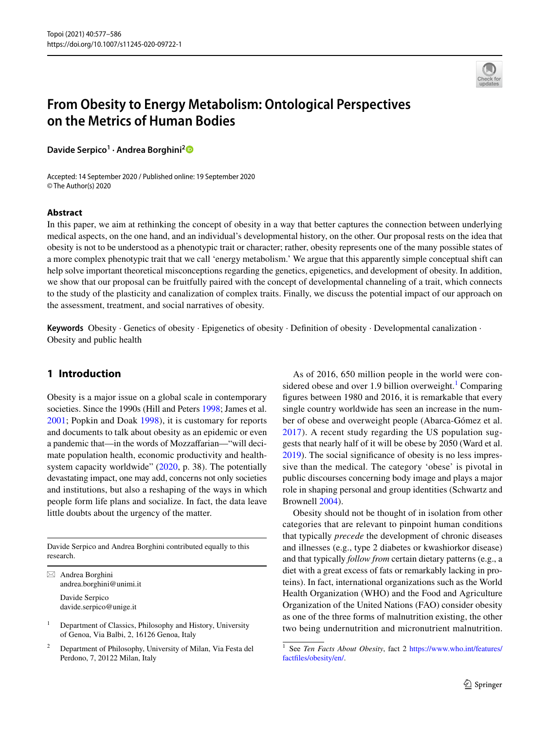# From Obesity to Energy Metabolism: Ontological Perspectives on the Metrics of Human Bodies

**Davide Serpico[1] · Andrea Borghini[2]**

Accepted: 14 September 2020 / Published online: 19 September 2020
© The Author(s) 2020

## Abstract

In this paper, we aim at rethinking the concept of obesity in a way that better captures the connection between underlying medical aspects, on the one hand, and an individual's developmental history, on the other. Our proposal rests on the idea that obesity is not to be understood as a phenotypic trait or character; rather, obesity represents one of the many possible states of a more complex phenotypic trait that we call 'energy metabolism.' We argue that this apparently simple conceptual shift can help solve important theoretical misconceptions regarding the genetics, epigenetics, and development of obesity. In addition, we show that our proposal can be fruitfully paired with the concept of developmental channeling of a trait, which connects to the study of the plasticity and canalization of complex traits. Finally, we discuss the potential impact of our approach on the assessment, treatment, and social narratives of obesity.

**Keywords** Obesity · Genetics of obesity · Epigenetics of obesity · Definition of obesity · Developmental canalization · Obesity and public health

## 1 Introduction

Obesity is a major issue on a global scale in contemporary societies. Since the 1990s (Hill and Peters 1998; James et al. 2001; Popkin and Doak 1998), it is customary for reports and documents to talk about obesity as an epidemic or even a pandemic that—in the words of Mozzaffarian—"will decimate population health, economic productivity and health-system capacity worldwide" (2020, p. 38). The potentially devastating impact, one may add, concerns not only societies and institutions, but also a reshaping of the ways in which people form life plans and socialize. In fact, the data leave little doubts about the urgency of the matter.

As of 2016, 650 million people in the world were considered obese and over 1.9 billion overweight.[1] Comparing figures between 1980 and 2016, it is remarkable that every single country worldwide has seen an increase in the number of obese and overweight people (Abarca-Gómez et al. 2017). A recent study regarding the US population suggests that nearly half of it will be obese by 2050 (Ward et al. 2019). The social significance of obesity is no less impressive than the medical. The category 'obese' is pivotal in public discourses concerning body image and plays a major role in shaping personal and group identities (Schwartz and Brownell 2004).

Obesity should not be thought of in isolation from other categories that are relevant to pinpoint human conditions that typically *precede* the development of chronic diseases and illnesses (e.g., type 2 diabetes or kwashiorkor disease) and that typically *follow from* certain dietary patterns (e.g., a diet with a great excess of fats or remarkably lacking in proteins). In fact, international organizations such as the World Health Organization (WHO) and the Food and Agriculture Organization of the United Nations (FAO) consider obesity as one of the three forms of malnutrition existing, the other two being undernutrition and micronutrient malnutrition.

---

Davide Serpico and Andrea Borghini contributed equally to this research.

✉ Andrea Borghini
andrea.borghini@unimi.it

Davide Serpico
davide.serpico@unige.it

[1] Department of Classics, Philosophy and History, University of Genoa, Via Balbi, 2, 16126 Genoa, Italy

[2] Department of Philosophy, University of Milan, Via Festa del Perdono, 7, 20122 Milan, Italy

[1] See *Ten Facts About Obesity*, fact 2 https://www.who.int/features/factfiles/obesity/en/.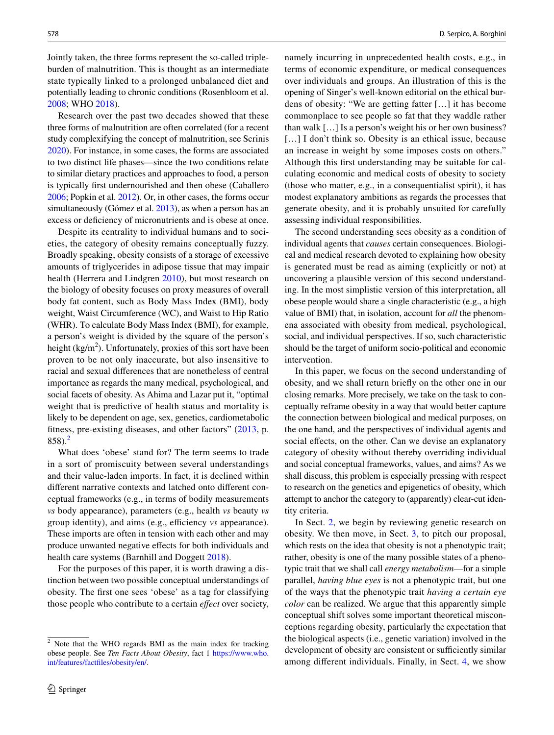Jointly taken, the three forms represent the so-called triple-burden of malnutrition. This is thought as an intermediate state typically linked to a prolonged unbalanced diet and potentially leading to chronic conditions (Rosenbloom et al. 2008; WHO 2018).

Research over the past two decades showed that these three forms of malnutrition are often correlated (for a recent study complexifying the concept of malnutrition, see Scrinis 2020). For instance, in some cases, the forms are associated to two distinct life phases—since the two conditions relate to similar dietary practices and approaches to food, a person is typically first undernourished and then obese (Caballero 2006; Popkin et al. 2012). Or, in other cases, the forms occur simultaneously (Gómez et al. 2013), as when a person has an excess or deficiency of micronutrients and is obese at once.

Despite its centrality to individual humans and to societies, the category of obesity remains conceptually fuzzy. Broadly speaking, obesity consists of a storage of excessive amounts of triglycerides in adipose tissue that may impair health (Herrera and Lindgren 2010), but most research on the biology of obesity focuses on proxy measures of overall body fat content, such as Body Mass Index (BMI), body weight, Waist Circumference (WC), and Waist to Hip Ratio (WHR). To calculate Body Mass Index (BMI), for example, a person's weight is divided by the square of the person's height ($kg/m^2$). Unfortunately, proxies of this sort have been proven to be not only inaccurate, but also insensitive to racial and sexual differences that are nonetheless of central importance as regards the many medical, psychological, and social facets of obesity. As Ahima and Lazar put it, "optimal weight that is predictive of health status and mortality is likely to be dependent on age, sex, genetics, cardiometabolic fitness, pre-existing diseases, and other factors" (2013, p. 858).[2]

What does 'obese' stand for? The term seems to trade in a sort of promiscuity between several understandings and their value-laden imports. In fact, it is declined within different narrative contexts and latched onto different conceptual frameworks (e.g., in terms of bodily measurements *vs* body appearance), parameters (e.g., health *vs* beauty *vs* group identity), and aims (e.g., efficiency *vs* appearance). These imports are often in tension with each other and may produce unwanted negative effects for both individuals and health care systems (Barnhill and Doggett 2018).

For the purposes of this paper, it is worth drawing a distinction between two possible conceptual understandings of obesity. The first one sees 'obese' as a tag for classifying those people who contribute to a certain *effect* over society, namely incurring in unprecedented health costs, e.g., in terms of economic expenditure, or medical consequences over individuals and groups. An illustration of this is the opening of Singer's well-known editorial on the ethical burdens of obesity: "We are getting fatter […] it has become commonplace to see people so fat that they waddle rather than walk […] Is a person's weight his or her own business? […] I don't think so. Obesity is an ethical issue, because an increase in weight by some imposes costs on others." Although this first understanding may be suitable for calculating economic and medical costs of obesity to society (those who matter, e.g., in a consequentialist spirit), it has modest explanatory ambitions as regards the processes that generate obesity, and it is probably unsuited for carefully assessing individual responsibilities.

The second understanding sees obesity as a condition of individual agents that *causes* certain consequences. Biological and medical research devoted to explaining how obesity is generated must be read as aiming (explicitly or not) at uncovering a plausible version of this second understanding. In the most simplistic version of this interpretation, all obese people would share a single characteristic (e.g., a high value of BMI) that, in isolation, account for *all* the phenomena associated with obesity from medical, psychological, social, and individual perspectives. If so, such characteristic should be the target of uniform socio-political and economic intervention.

In this paper, we focus on the second understanding of obesity, and we shall return briefly on the other one in our closing remarks. More precisely, we take on the task to conceptually reframe obesity in a way that would better capture the connection between biological and medical purposes, on the one hand, and the perspectives of individual agents and social effects, on the other. Can we devise an explanatory category of obesity without thereby overriding individual and social conceptual frameworks, values, and aims? As we shall discuss, this problem is especially pressing with respect to research on the genetics and epigenetics of obesity, which attempt to anchor the category to (apparently) clear-cut identity criteria.

In Sect. 2, we begin by reviewing genetic research on obesity. We then move, in Sect. 3, to pitch our proposal, which rests on the idea that obesity is not a phenotypic trait; rather, obesity is one of the many possible states of a phenotypic trait that we shall call *energy metabolism*—for a simple parallel, *having blue eyes* is not a phenotypic trait, but one of the ways that the phenotypic trait *having a certain eye color* can be realized. We argue that this apparently simple conceptual shift solves some important theoretical misconceptions regarding obesity, particularly the expectation that the biological aspects (i.e., genetic variation) involved in the development of obesity are consistent or sufficiently similar among different individuals. Finally, in Sect. 4, we show

[2] Note that the WHO regards BMI as the main index for tracking obese people. See *Ten Facts About Obesity*, fact 1 https://www.who.int/features/factfiles/obesity/en/.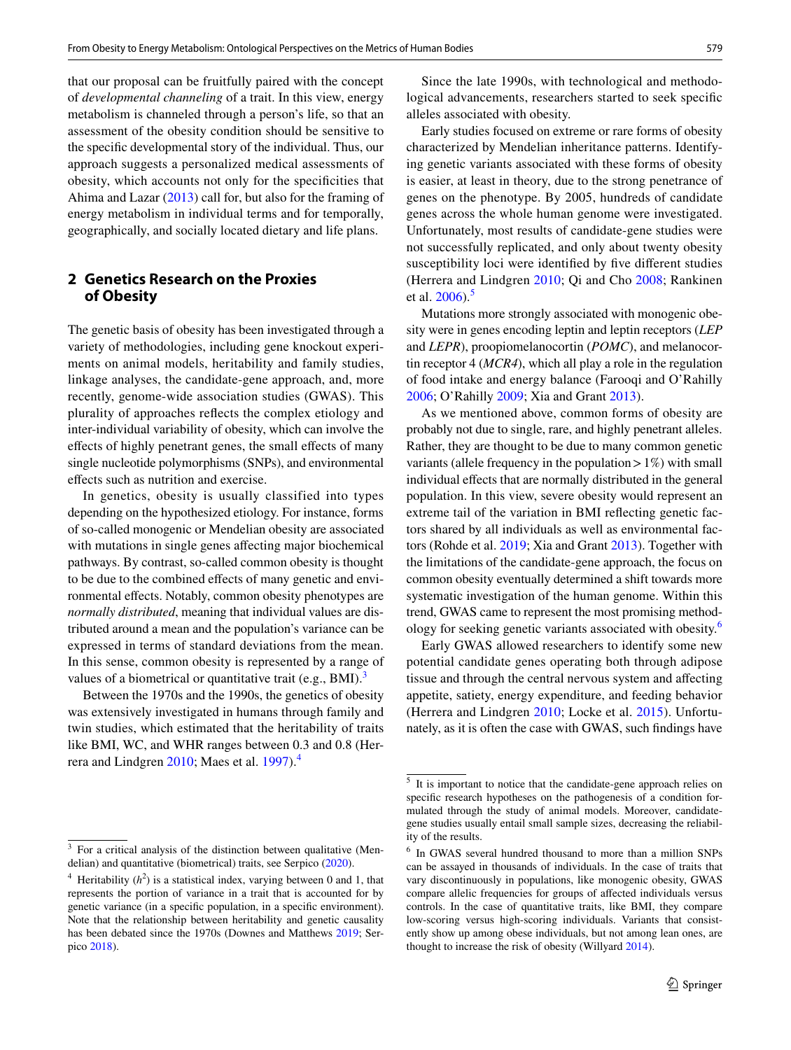that our proposal can be fruitfully paired with the concept of *developmental channeling* of a trait. In this view, energy metabolism is channeled through a person's life, so that an assessment of the obesity condition should be sensitive to the specific developmental story of the individual. Thus, our approach suggests a personalized medical assessments of obesity, which accounts not only for the specificities that Ahima and Lazar (2013) call for, but also for the framing of energy metabolism in individual terms and for temporally, geographically, and socially located dietary and life plans.

## 2 Genetics Research on the Proxies of Obesity

The genetic basis of obesity has been investigated through a variety of methodologies, including gene knockout experiments on animal models, heritability and family studies, linkage analyses, the candidate-gene approach, and, more recently, genome-wide association studies (GWAS). This plurality of approaches reflects the complex etiology and inter-individual variability of obesity, which can involve the effects of highly penetrant genes, the small effects of many single nucleotide polymorphisms (SNPs), and environmental effects such as nutrition and exercise.

In genetics, obesity is usually classified into types depending on the hypothesized etiology. For instance, forms of so-called monogenic or Mendelian obesity are associated with mutations in single genes affecting major biochemical pathways. By contrast, so-called common obesity is thought to be due to the combined effects of many genetic and environmental effects. Notably, common obesity phenotypes are *normally distributed*, meaning that individual values are distributed around a mean and the population's variance can be expressed in terms of standard deviations from the mean. In this sense, common obesity is represented by a range of values of a biometrical or quantitative trait (e.g., BMI).[3]

Between the 1970s and the 1990s, the genetics of obesity was extensively investigated in humans through family and twin studies, which estimated that the heritability of traits like BMI, WC, and WHR ranges between 0.3 and 0.8 (Herrera and Lindgren 2010; Maes et al. 1997).[4]

Since the late 1990s, with technological and methodological advancements, researchers started to seek specific alleles associated with obesity.

Early studies focused on extreme or rare forms of obesity characterized by Mendelian inheritance patterns. Identifying genetic variants associated with these forms of obesity is easier, at least in theory, due to the strong penetrance of genes on the phenotype. By 2005, hundreds of candidate genes across the whole human genome were investigated. Unfortunately, most results of candidate-gene studies were not successfully replicated, and only about twenty obesity susceptibility loci were identified by five different studies (Herrera and Lindgren 2010; Qi and Cho 2008; Rankinen et al. 2006).[5]

Mutations more strongly associated with monogenic obesity were in genes encoding leptin and leptin receptors (*LEP* and *LEPR*), proopiomelanocortin (*POMC*), and melanocortin receptor 4 (*MCR4*), which all play a role in the regulation of food intake and energy balance (Farooqi and O'Rahilly 2006; O'Rahilly 2009; Xia and Grant 2013).

As we mentioned above, common forms of obesity are probably not due to single, rare, and highly penetrant alleles. Rather, they are thought to be due to many common genetic variants (allele frequency in the population > 1%) with small individual effects that are normally distributed in the general population. In this view, severe obesity would represent an extreme tail of the variation in BMI reflecting genetic factors shared by all individuals as well as environmental factors (Rohde et al. 2019; Xia and Grant 2013). Together with the limitations of the candidate-gene approach, the focus on common obesity eventually determined a shift towards more systematic investigation of the human genome. Within this trend, GWAS came to represent the most promising methodology for seeking genetic variants associated with obesity.[6]

Early GWAS allowed researchers to identify some new potential candidate genes operating both through adipose tissue and through the central nervous system and affecting appetite, satiety, energy expenditure, and feeding behavior (Herrera and Lindgren 2010; Locke et al. 2015). Unfortunately, as it is often the case with GWAS, such findings have

---

[3] For a critical analysis of the distinction between qualitative (Mendelian) and quantitative (biometrical) traits, see Serpico (2020).

[4] Heritability ($h^2$) is a statistical index, varying between 0 and 1, that represents the portion of variance in a trait that is accounted for by genetic variance (in a specific population, in a specific environment). Note that the relationship between heritability and genetic causality has been debated since the 1970s (Downes and Matthews 2019; Serpico 2018).

[5] It is important to notice that the candidate-gene approach relies on specific research hypotheses on the pathogenesis of a condition formulated through the study of animal models. Moreover, candidate-gene studies usually entail small sample sizes, decreasing the reliability of the results.

[6] In GWAS several hundred thousand to more than a million SNPs can be assayed in thousands of individuals. In the case of traits that vary discontinuously in populations, like monogenic obesity, GWAS compare allelic frequencies for groups of affected individuals versus controls. In the case of quantitative traits, like BMI, they compare low-scoring versus high-scoring individuals. Variants that consistently show up among obese individuals, but not among lean ones, are thought to increase the risk of obesity (Willyard 2014).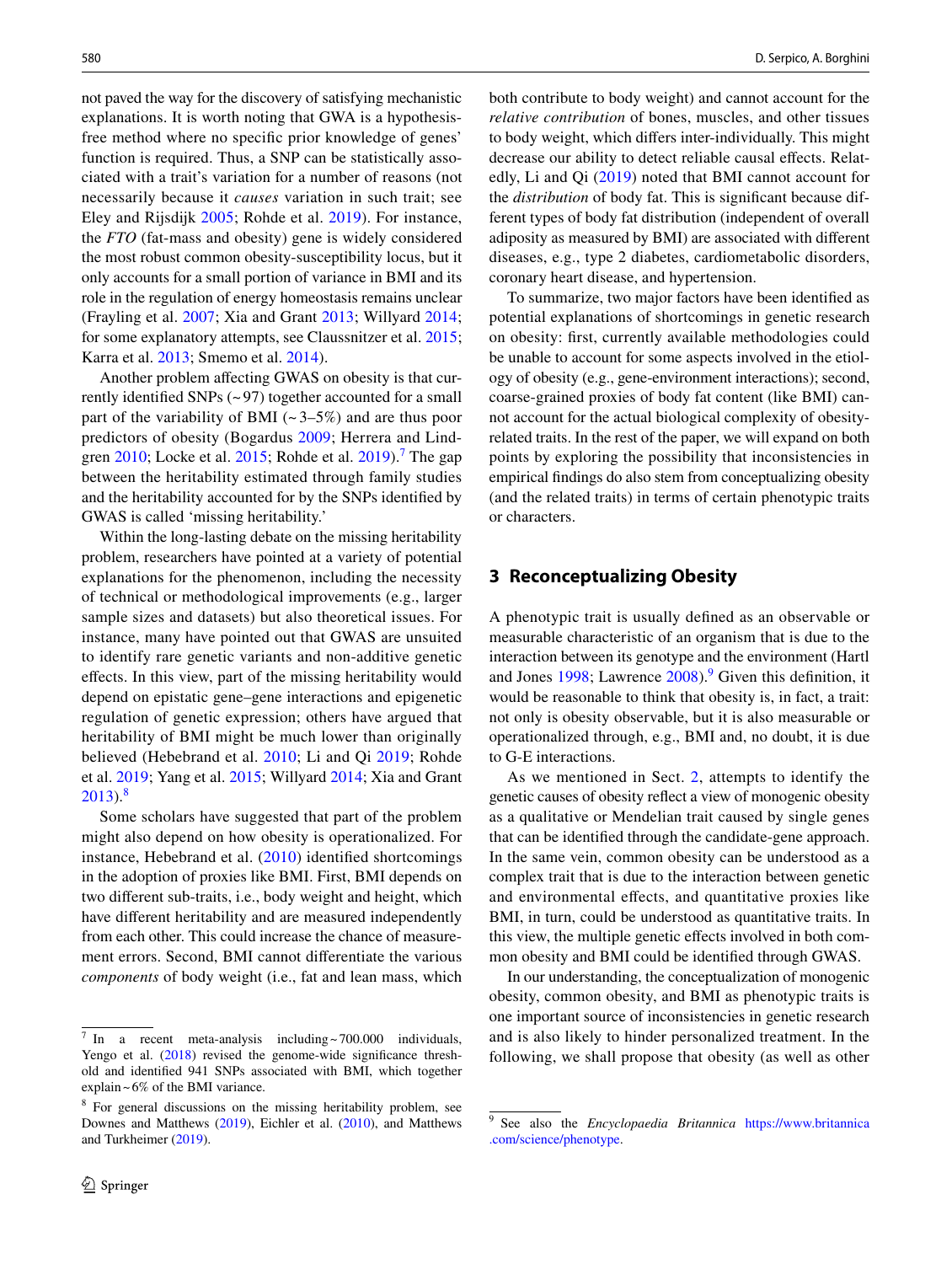not paved the way for the discovery of satisfying mechanistic explanations. It is worth noting that GWA is a hypothesis-free method where no specific prior knowledge of genes' function is required. Thus, a SNP can be statistically associated with a trait's variation for a number of reasons (not necessarily because it *causes* variation in such trait; see Eley and Rijsdijk 2005; Rohde et al. 2019). For instance, the *FTO* (fat-mass and obesity) gene is widely considered the most robust common obesity-susceptibility locus, but it only accounts for a small portion of variance in BMI and its role in the regulation of energy homeostasis remains unclear (Frayling et al. 2007; Xia and Grant 2013; Willyard 2014; for some explanatory attempts, see Claussnitzer et al. 2015; Karra et al. 2013; Smemo et al. 2014).

Another problem affecting GWAS on obesity is that currently identified SNPs (~97) together accounted for a small part of the variability of BMI (~3–5%) and are thus poor predictors of obesity (Bogardus 2009; Herrera and Lindgren 2010; Locke et al. 2015; Rohde et al. 2019).[7] The gap between the heritability estimated through family studies and the heritability accounted for by the SNPs identified by GWAS is called 'missing heritability.'

Within the long-lasting debate on the missing heritability problem, researchers have pointed at a variety of potential explanations for the phenomenon, including the necessity of technical or methodological improvements (e.g., larger sample sizes and datasets) but also theoretical issues. For instance, many have pointed out that GWAS are unsuited to identify rare genetic variants and non-additive genetic effects. In this view, part of the missing heritability would depend on epistatic gene–gene interactions and epigenetic regulation of genetic expression; others have argued that heritability of BMI might be much lower than originally believed (Hebebrand et al. 2010; Li and Qi 2019; Rohde et al. 2019; Yang et al. 2015; Willyard 2014; Xia and Grant 2013).[8]

Some scholars have suggested that part of the problem might also depend on how obesity is operationalized. For instance, Hebebrand et al. (2010) identified shortcomings in the adoption of proxies like BMI. First, BMI depends on two different sub-traits, i.e., body weight and height, which have different heritability and are measured independently from each other. This could increase the chance of measurement errors. Second, BMI cannot differentiate the various *components* of body weight (i.e., fat and lean mass, which both contribute to body weight) and cannot account for the *relative contribution* of bones, muscles, and other tissues to body weight, which differs inter-individually. This might decrease our ability to detect reliable causal effects. Relatedly, Li and Qi (2019) noted that BMI cannot account for the *distribution* of body fat. This is significant because different types of body fat distribution (independent of overall adiposity as measured by BMI) are associated with different diseases, e.g., type 2 diabetes, cardiometabolic disorders, coronary heart disease, and hypertension.

To summarize, two major factors have been identified as potential explanations of shortcomings in genetic research on obesity: first, currently available methodologies could be unable to account for some aspects involved in the etiology of obesity (e.g., gene-environment interactions); second, coarse-grained proxies of body fat content (like BMI) cannot account for the actual biological complexity of obesity-related traits. In the rest of the paper, we will expand on both points by exploring the possibility that inconsistencies in empirical findings do also stem from conceptualizing obesity (and the related traits) in terms of certain phenotypic traits or characters.

## 3 Reconceptualizing Obesity

A phenotypic trait is usually defined as an observable or measurable characteristic of an organism that is due to the interaction between its genotype and the environment (Hartl and Jones 1998; Lawrence 2008).[9] Given this definition, it would be reasonable to think that obesity is, in fact, a trait: not only is obesity observable, but it is also measurable or operationalized through, e.g., BMI and, no doubt, it is due to G-E interactions.

As we mentioned in Sect. 2, attempts to identify the genetic causes of obesity reflect a view of monogenic obesity as a qualitative or Mendelian trait caused by single genes that can be identified through the candidate-gene approach. In the same vein, common obesity can be understood as a complex trait that is due to the interaction between genetic and environmental effects, and quantitative proxies like BMI, in turn, could be understood as quantitative traits. In this view, the multiple genetic effects involved in both common obesity and BMI could be identified through GWAS.

In our understanding, the conceptualization of monogenic obesity, common obesity, and BMI as phenotypic traits is one important source of inconsistencies in genetic research and is also likely to hinder personalized treatment. In the following, we shall propose that obesity (as well as other

---

[7] In a recent meta-analysis including ~700.000 individuals, Yengo et al. (2018) revised the genome-wide significance threshold and identified 941 SNPs associated with BMI, which together explain ~6% of the BMI variance.

[8] For general discussions on the missing heritability problem, see Downes and Matthews (2019), Eichler et al. (2010), and Matthews and Turkheimer (2019).

[9] See also the *Encyclopaedia Britannica* https://www.britannica.com/science/phenotype.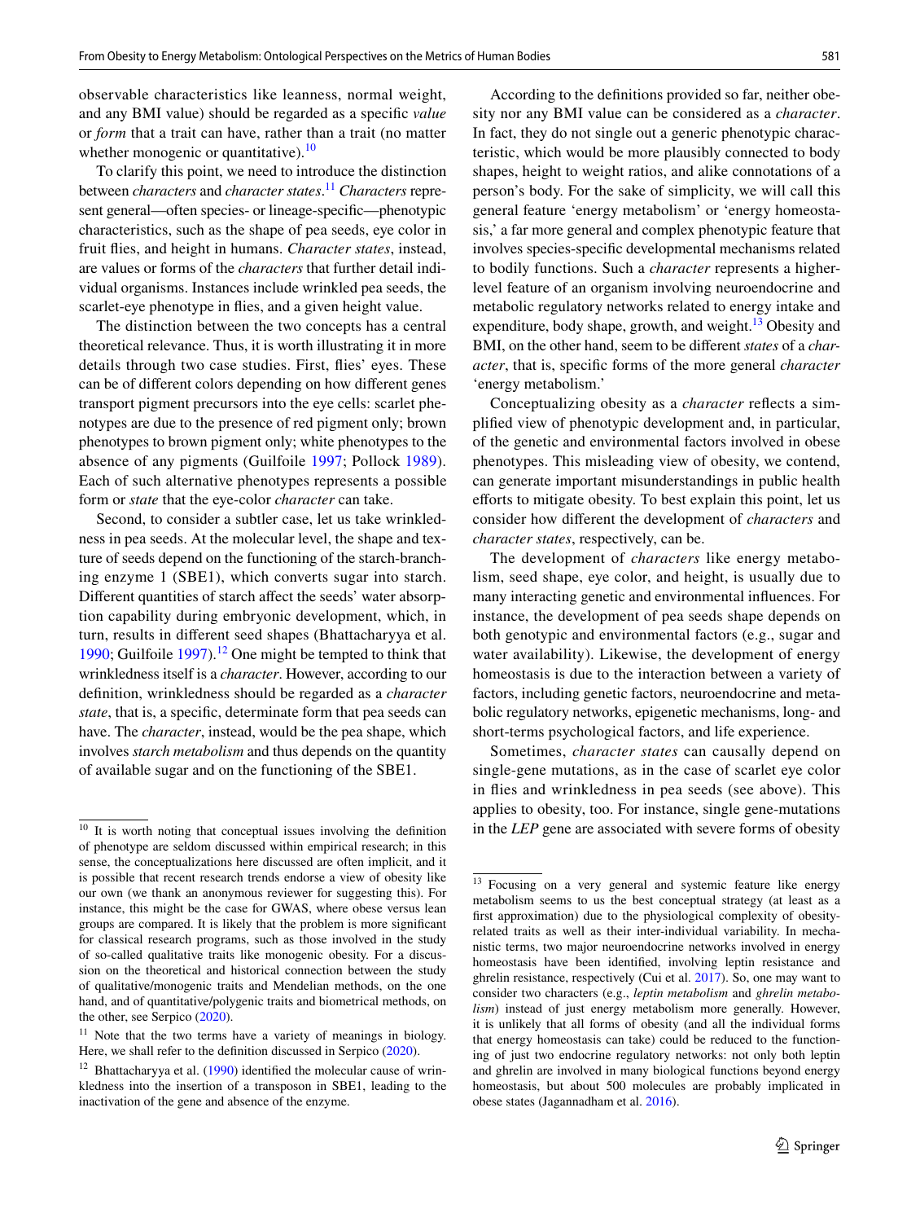observable characteristics like leanness, normal weight, and any BMI value) should be regarded as a specific *value* or *form* that a trait can have, rather than a trait (no matter whether monogenic or quantitative).[10]

To clarify this point, we need to introduce the distinction between *characters* and *character states*.[11] *Characters* represent general—often species- or lineage-specific—phenotypic characteristics, such as the shape of pea seeds, eye color in fruit flies, and height in humans. *Character states*, instead, are values or forms of the *characters* that further detail individual organisms. Instances include wrinkled pea seeds, the scarlet-eye phenotype in flies, and a given height value.

The distinction between the two concepts has a central theoretical relevance. Thus, it is worth illustrating it in more details through two case studies. First, flies' eyes. These can be of different colors depending on how different genes transport pigment precursors into the eye cells: scarlet phenotypes are due to the presence of red pigment only; brown phenotypes to brown pigment only; white phenotypes to the absence of any pigments (Guilfoile 1997; Pollock 1989). Each of such alternative phenotypes represents a possible form or *state* that the eye-color *character* can take.

Second, to consider a subtler case, let us take wrinkledness in pea seeds. At the molecular level, the shape and texture of seeds depend on the functioning of the starch-branching enzyme 1 (SBE1), which converts sugar into starch. Different quantities of starch affect the seeds' water absorption capability during embryonic development, which, in turn, results in different seed shapes (Bhattacharyya et al. 1990; Guilfoile 1997).[12] One might be tempted to think that wrinkledness itself is a *character*. However, according to our definition, wrinkledness should be regarded as a *character state*, that is, a specific, determinate form that pea seeds can have. The *character*, instead, would be the pea shape, which involves *starch metabolism* and thus depends on the quantity of available sugar and on the functioning of the SBE1.

According to the definitions provided so far, neither obesity nor any BMI value can be considered as a *character*. In fact, they do not single out a generic phenotypic characteristic, which would be more plausibly connected to body shapes, height to weight ratios, and alike connotations of a person's body. For the sake of simplicity, we will call this general feature 'energy metabolism' or 'energy homeostasis,' a far more general and complex phenotypic feature that involves species-specific developmental mechanisms related to bodily functions. Such a *character* represents a higher-level feature of an organism involving neuroendocrine and metabolic regulatory networks related to energy intake and expenditure, body shape, growth, and weight.[13] Obesity and BMI, on the other hand, seem to be different *states* of a *character*, that is, specific forms of the more general *character* 'energy metabolism.'

Conceptualizing obesity as a *character* reflects a simplified view of phenotypic development and, in particular, of the genetic and environmental factors involved in obese phenotypes. This misleading view of obesity, we contend, can generate important misunderstandings in public health efforts to mitigate obesity. To best explain this point, let us consider how different the development of *characters* and *character states*, respectively, can be.

The development of *characters* like energy metabolism, seed shape, eye color, and height, is usually due to many interacting genetic and environmental influences. For instance, the development of pea seeds shape depends on both genotypic and environmental factors (e.g., sugar and water availability). Likewise, the development of energy homeostasis is due to the interaction between a variety of factors, including genetic factors, neuroendocrine and metabolic regulatory networks, epigenetic mechanisms, long- and short-terms psychological factors, and life experience.

Sometimes, *character states* can causally depend on single-gene mutations, as in the case of scarlet eye color in flies and wrinkledness in pea seeds (see above). This applies to obesity, too. For instance, single gene-mutations in the *LEP* gene are associated with severe forms of obesity

---

[10] It is worth noting that conceptual issues involving the definition of phenotype are seldom discussed within empirical research; in this sense, the conceptualizations here discussed are often implicit, and it is possible that recent research trends endorse a view of obesity like our own (we thank an anonymous reviewer for suggesting this). For instance, this might be the case for GWAS, where obese versus lean groups are compared. It is likely that the problem is more significant for classical research programs, such as those involved in the study of so-called qualitative traits like monogenic obesity. For a discussion on the theoretical and historical connection between the study of qualitative/monogenic traits and Mendelian methods, on the one hand, and of quantitative/polygenic traits and biometrical methods, on the other, see Serpico (2020).

[11] Note that the two terms have a variety of meanings in biology. Here, we shall refer to the definition discussed in Serpico (2020).

[12] Bhattacharyya et al. (1990) identified the molecular cause of wrinkledness into the insertion of a transposon in SBE1, leading to the inactivation of the gene and absence of the enzyme.

[13] Focusing on a very general and systemic feature like energy metabolism seems to us the best conceptual strategy (at least as a first approximation) due to the physiological complexity of obesity-related traits as well as their inter-individual variability. In mechanistic terms, two major neuroendocrine networks involved in energy homeostasis have been identified, involving leptin resistance and ghrelin resistance, respectively (Cui et al. 2017). So, one may want to consider two characters (e.g., *leptin metabolism* and *ghrelin metabolism*) instead of just energy metabolism more generally. However, it is unlikely that all forms of obesity (and all the individual forms that energy homeostasis can take) could be reduced to the functioning of just two endocrine regulatory networks: not only both leptin and ghrelin are involved in many biological functions beyond energy homeostasis, but about 500 molecules are probably implicated in obese states (Jagannadham et al. 2016).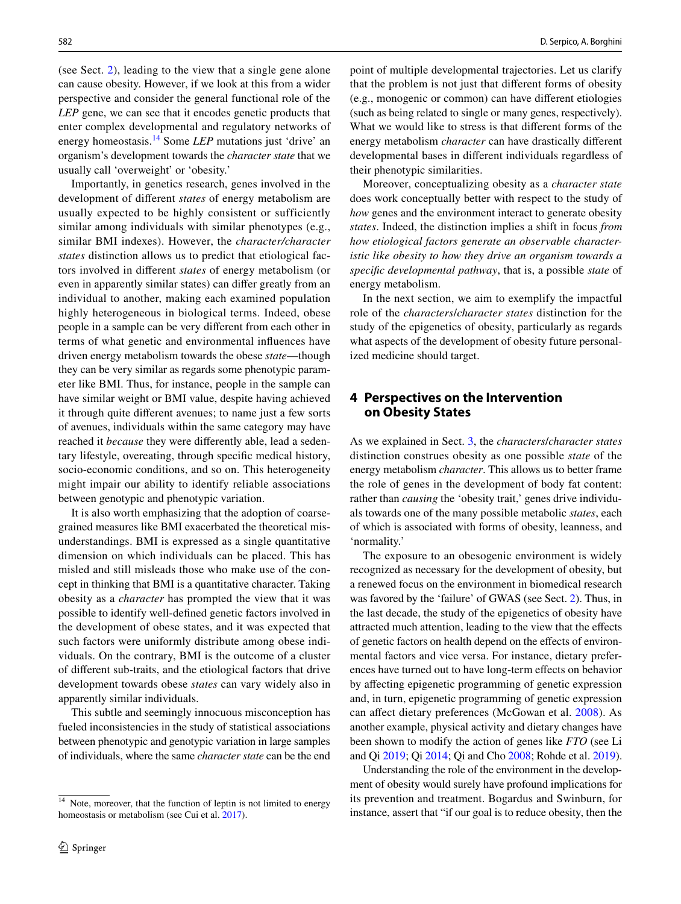(see Sect. 2), leading to the view that a single gene alone can cause obesity. However, if we look at this from a wider perspective and consider the general functional role of the *LEP* gene, we can see that it encodes genetic products that enter complex developmental and regulatory networks of energy homeostasis.[14] Some *LEP* mutations just 'drive' an organism's development towards the *character state* that we usually call 'overweight' or 'obesity.'

Importantly, in genetics research, genes involved in the development of different *states* of energy metabolism are usually expected to be highly consistent or sufficiently similar among individuals with similar phenotypes (e.g., similar BMI indexes). However, the *character/character states* distinction allows us to predict that etiological factors involved in different *states* of energy metabolism (or even in apparently similar states) can differ greatly from an individual to another, making each examined population highly heterogeneous in biological terms. Indeed, obese people in a sample can be very different from each other in terms of what genetic and environmental influences have driven energy metabolism towards the obese *state*—though they can be very similar as regards some phenotypic parameter like BMI. Thus, for instance, people in the sample can have similar weight or BMI value, despite having achieved it through quite different avenues; to name just a few sorts of avenues, individuals within the same category may have reached it *because* they were differently able, lead a sedentary lifestyle, overeating, through specific medical history, socio-economic conditions, and so on. This heterogeneity might impair our ability to identify reliable associations between genotypic and phenotypic variation.

It is also worth emphasizing that the adoption of coarse-grained measures like BMI exacerbated the theoretical misunderstandings. BMI is expressed as a single quantitative dimension on which individuals can be placed. This has misled and still misleads those who make use of the concept in thinking that BMI is a quantitative character. Taking obesity as a *character* has prompted the view that it was possible to identify well-defined genetic factors involved in the development of obese states, and it was expected that such factors were uniformly distribute among obese individuals. On the contrary, BMI is the outcome of a cluster of different sub-traits, and the etiological factors that drive development towards obese *states* can vary widely also in apparently similar individuals.

This subtle and seemingly innocuous misconception has fueled inconsistencies in the study of statistical associations between phenotypic and genotypic variation in large samples of individuals, where the same *character state* can be the end point of multiple developmental trajectories. Let us clarify that the problem is not just that different forms of obesity (e.g., monogenic or common) can have different etiologies (such as being related to single or many genes, respectively). What we would like to stress is that different forms of the energy metabolism *character* can have drastically different developmental bases in different individuals regardless of their phenotypic similarities.

Moreover, conceptualizing obesity as a *character state* does work conceptually better with respect to the study of *how* genes and the environment interact to generate obesity *states*. Indeed, the distinction implies a shift in focus *from how etiological factors generate an observable characteristic like obesity to how they drive an organism towards a specific developmental pathway*, that is, a possible *state* of energy metabolism.

In the next section, we aim to exemplify the impactful role of the *characters/character states* distinction for the study of the epigenetics of obesity, particularly as regards what aspects of the development of obesity future personalized medicine should target.

## 4 Perspectives on the Intervention on Obesity States

As we explained in Sect. 3, the *characters/character states* distinction construes obesity as one possible *state* of the energy metabolism *character*. This allows us to better frame the role of genes in the development of body fat content: rather than *causing* the 'obesity trait,' genes drive individuals towards one of the many possible metabolic *states*, each of which is associated with forms of obesity, leanness, and 'normality.'

The exposure to an obesogenic environment is widely recognized as necessary for the development of obesity, but a renewed focus on the environment in biomedical research was favored by the 'failure' of GWAS (see Sect. 2). Thus, in the last decade, the study of the epigenetics of obesity have attracted much attention, leading to the view that the effects of genetic factors on health depend on the effects of environmental factors and vice versa. For instance, dietary preferences have turned out to have long-term effects on behavior by affecting epigenetic programming of genetic expression and, in turn, epigenetic programming of genetic expression can affect dietary preferences (McGowan et al. 2008). As another example, physical activity and dietary changes have been shown to modify the action of genes like *FTO* (see Li and Qi 2019; Qi 2014; Qi and Cho 2008; Rohde et al. 2019).

Understanding the role of the environment in the development of obesity would surely have profound implications for its prevention and treatment. Bogardus and Swinburn, for instance, assert that "if our goal is to reduce obesity, then the

[14] Note, moreover, that the function of leptin is not limited to energy homeostasis or metabolism (see Cui et al. 2017).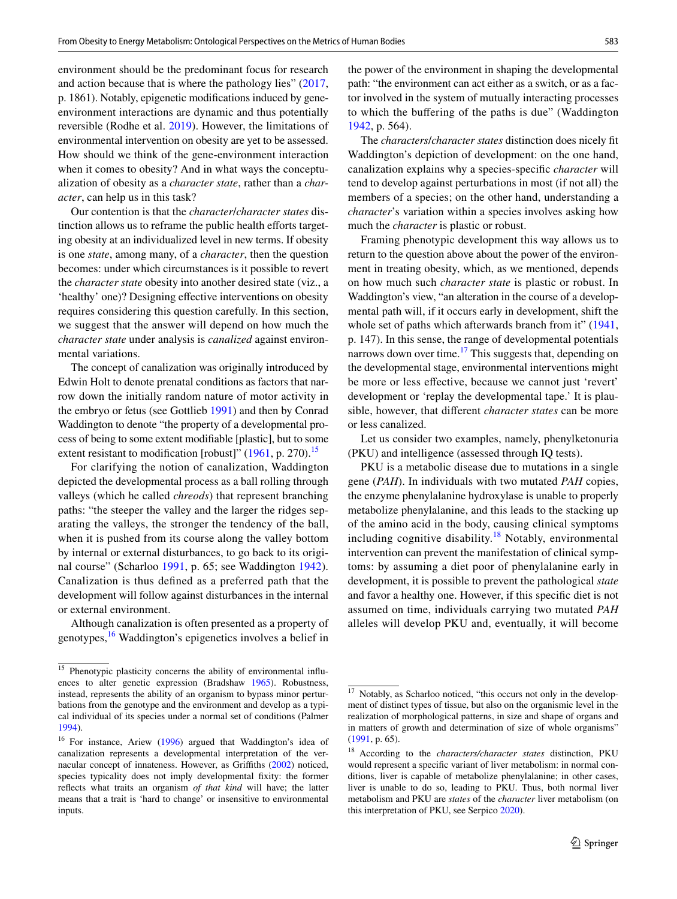environment should be the predominant focus for research and action because that is where the pathology lies" (2017, p. 1861). Notably, epigenetic modifications induced by gene-environment interactions are dynamic and thus potentially reversible (Rodhe et al. 2019). However, the limitations of environmental intervention on obesity are yet to be assessed. How should we think of the gene-environment interaction when it comes to obesity? And in what ways the conceptualization of obesity as a *character state*, rather than a *character*, can help us in this task?

Our contention is that the *character*/*character states* distinction allows us to reframe the public health efforts targeting obesity at an individualized level in new terms. If obesity is one *state*, among many, of a *character*, then the question becomes: under which circumstances is it possible to revert the *character state* obesity into another desired state (viz., a 'healthy' one)? Designing effective interventions on obesity requires considering this question carefully. In this section, we suggest that the answer will depend on how much the *character state* under analysis is *canalized* against environmental variations.

The concept of canalization was originally introduced by Edwin Holt to denote prenatal conditions as factors that narrow down the initially random nature of motor activity in the embryo or fetus (see Gottlieb 1991) and then by Conrad Waddington to denote "the property of a developmental process of being to some extent modifiable [plastic], but to some extent resistant to modification [robust]" (1961, p. 270).[15]

For clarifying the notion of canalization, Waddington depicted the developmental process as a ball rolling through valleys (which he called *chreods*) that represent branching paths: "the steeper the valley and the larger the ridges separating the valleys, the stronger the tendency of the ball, when it is pushed from its course along the valley bottom by internal or external disturbances, to go back to its original course" (Scharloo 1991, p. 65; see Waddington 1942). Canalization is thus defined as a preferred path that the development will follow against disturbances in the internal or external environment.

Although canalization is often presented as a property of genotypes,[16] Waddington's epigenetics involves a belief in the power of the environment in shaping the developmental path: "the environment can act either as a switch, or as a factor involved in the system of mutually interacting processes to which the buffering of the paths is due" (Waddington 1942, p. 564).

The *characters/character states* distinction does nicely fit Waddington's depiction of development: on the one hand, canalization explains why a species-specific *character* will tend to develop against perturbations in most (if not all) the members of a species; on the other hand, understanding a *character*'s variation within a species involves asking how much the *character* is plastic or robust.

Framing phenotypic development this way allows us to return to the question above about the power of the environment in treating obesity, which, as we mentioned, depends on how much such *character state* is plastic or robust. In Waddington's view, "an alteration in the course of a developmental path will, if it occurs early in development, shift the whole set of paths which afterwards branch from it" (1941, p. 147). In this sense, the range of developmental potentials narrows down over time.[17] This suggests that, depending on the developmental stage, environmental interventions might be more or less effective, because we cannot just 'revert' development or 'replay the developmental tape.' It is plausible, however, that different *character states* can be more or less canalized.

Let us consider two examples, namely, phenylketonuria (PKU) and intelligence (assessed through IQ tests).

PKU is a metabolic disease due to mutations in a single gene (*PAH*). In individuals with two mutated *PAH* copies, the enzyme phenylalanine hydroxylase is unable to properly metabolize phenylalanine, and this leads to the stacking up of the amino acid in the body, causing clinical symptoms including cognitive disability.[18] Notably, environmental intervention can prevent the manifestation of clinical symptoms: by assuming a diet poor of phenylalanine early in development, it is possible to prevent the pathological *state* and favor a healthy one. However, if this specific diet is not assumed on time, individuals carrying two mutated *PAH* alleles will develop PKU and, eventually, it will become

---

[15] Phenotypic plasticity concerns the ability of environmental influences to alter genetic expression (Bradshaw 1965). Robustness, instead, represents the ability of an organism to bypass minor perturbations from the genotype and the environment and develop as a typical individual of its species under a normal set of conditions (Palmer 1994).

[16] For instance, Ariew (1996) argued that Waddington's idea of canalization represents a developmental interpretation of the vernacular concept of innateness. However, as Griffiths (2002) noticed, species typicality does not imply developmental fixity: the former reflects what traits an organism *of that kind* will have; the latter means that a trait is 'hard to change' or insensitive to environmental inputs.

[17] Notably, as Scharloo noticed, "this occurs not only in the development of distinct types of tissue, but also on the organismic level in the realization of morphological patterns, in size and shape of organs and in matters of growth and determination of size of whole organisms" (1991, p. 65).

[18] According to the *characters/character states* distinction, PKU would represent a specific variant of liver metabolism: in normal conditions, liver is capable of metabolize phenylalanine; in other cases, liver is unable to do so, leading to PKU. Thus, both normal liver metabolism and PKU are *states* of the *character* liver metabolism (on this interpretation of PKU, see Serpico 2020).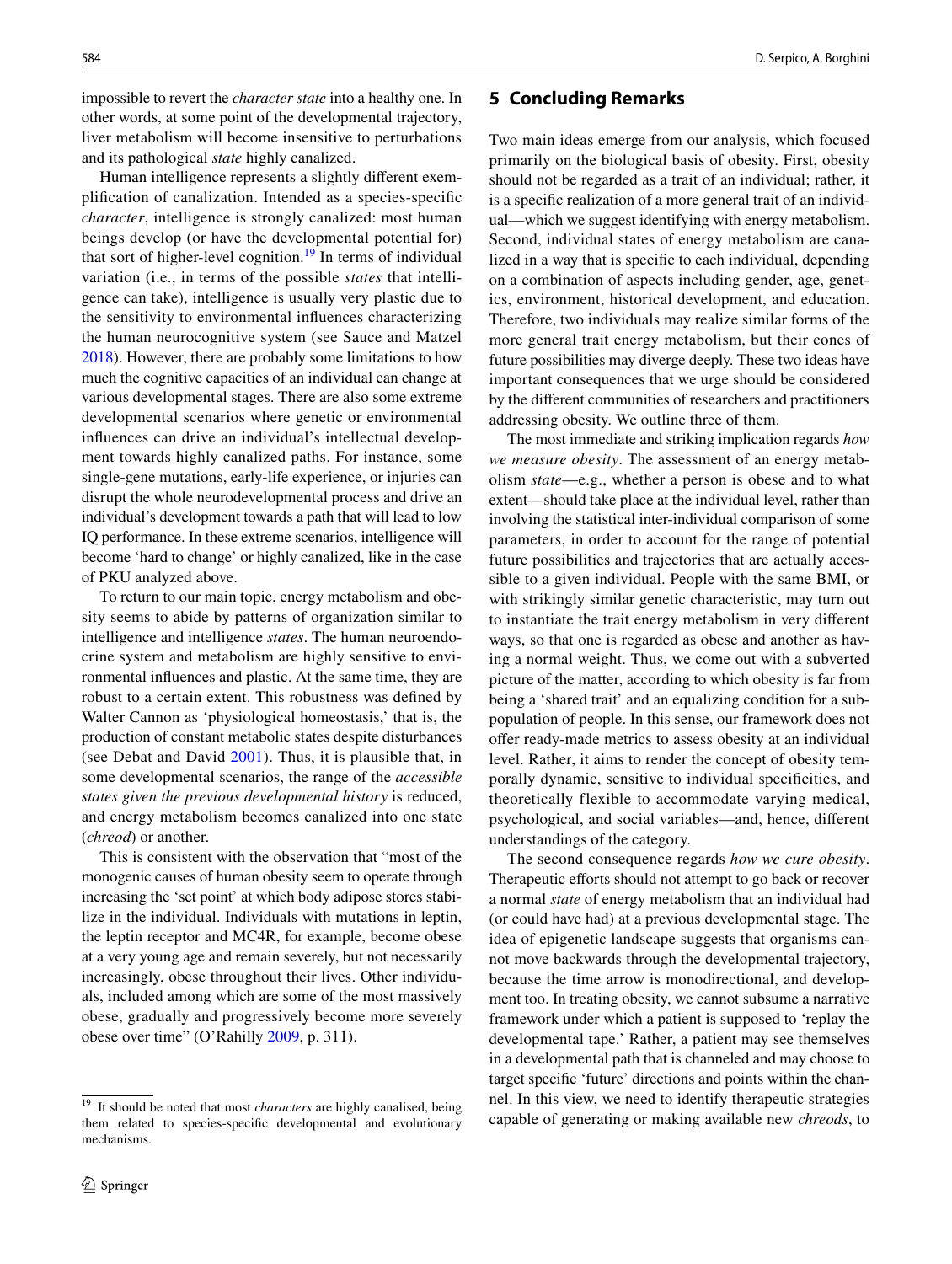impossible to revert the *character state* into a healthy one. In other words, at some point of the developmental trajectory, liver metabolism will become insensitive to perturbations and its pathological *state* highly canalized.

Human intelligence represents a slightly different exemplification of canalization. Intended as a species-specific *character*, intelligence is strongly canalized: most human beings develop (or have the developmental potential for) that sort of higher-level cognition.[19] In terms of individual variation (i.e., in terms of the possible *states* that intelligence can take), intelligence is usually very plastic due to the sensitivity to environmental influences characterizing the human neurocognitive system (see Sauce and Matzel 2018). However, there are probably some limitations to how much the cognitive capacities of an individual can change at various developmental stages. There are also some extreme developmental scenarios where genetic or environmental influences can drive an individual's intellectual development towards highly canalized paths. For instance, some single-gene mutations, early-life experience, or injuries can disrupt the whole neurodevelopmental process and drive an individual's development towards a path that will lead to low IQ performance. In these extreme scenarios, intelligence will become 'hard to change' or highly canalized, like in the case of PKU analyzed above.

To return to our main topic, energy metabolism and obesity seems to abide by patterns of organization similar to intelligence and intelligence *states*. The human neuroendocrine system and metabolism are highly sensitive to environmental influences and plastic. At the same time, they are robust to a certain extent. This robustness was defined by Walter Cannon as 'physiological homeostasis,' that is, the production of constant metabolic states despite disturbances (see Debat and David 2001). Thus, it is plausible that, in some developmental scenarios, the range of the *accessible states given the previous developmental history* is reduced, and energy metabolism becomes canalized into one state (*chreod*) or another.

This is consistent with the observation that "most of the monogenic causes of human obesity seem to operate through increasing the 'set point' at which body adipose stores stabilize in the individual. Individuals with mutations in leptin, the leptin receptor and MC4R, for example, become obese at a very young age and remain severely, but not necessarily increasingly, obese throughout their lives. Other individuals, included among which are some of the most massively obese, gradually and progressively become more severely obese over time" (O'Rahilly 2009, p. 311).

[19] It should be noted that most *characters* are highly canalised, being them related to species-specific developmental and evolutionary mechanisms.

## 5 Concluding Remarks

Two main ideas emerge from our analysis, which focused primarily on the biological basis of obesity. First, obesity should not be regarded as a trait of an individual; rather, it is a specific realization of a more general trait of an individual—which we suggest identifying with energy metabolism. Second, individual states of energy metabolism are canalized in a way that is specific to each individual, depending on a combination of aspects including gender, age, genetics, environment, historical development, and education. Therefore, two individuals may realize similar forms of the more general trait energy metabolism, but their cones of future possibilities may diverge deeply. These two ideas have important consequences that we urge should be considered by the different communities of researchers and practitioners addressing obesity. We outline three of them.

The most immediate and striking implication regards *how we measure obesity*. The assessment of an energy metabolism *state*—e.g., whether a person is obese and to what extent—should take place at the individual level, rather than involving the statistical inter-individual comparison of some parameters, in order to account for the range of potential future possibilities and trajectories that are actually accessible to a given individual. People with the same BMI, or with strikingly similar genetic characteristic, may turn out to instantiate the trait energy metabolism in very different ways, so that one is regarded as obese and another as having a normal weight. Thus, we come out with a subverted picture of the matter, according to which obesity is far from being a 'shared trait' and an equalizing condition for a subpopulation of people. In this sense, our framework does not offer ready-made metrics to assess obesity at an individual level. Rather, it aims to render the concept of obesity temporally dynamic, sensitive to individual specificities, and theoretically flexible to accommodate varying medical, psychological, and social variables—and, hence, different understandings of the category.

The second consequence regards *how we cure obesity*. Therapeutic efforts should not attempt to go back or recover a normal *state* of energy metabolism that an individual had (or could have had) at a previous developmental stage. The idea of epigenetic landscape suggests that organisms cannot move backwards through the developmental trajectory, because the time arrow is monodirectional, and development too. In treating obesity, we cannot subsume a narrative framework under which a patient is supposed to 'replay the developmental tape.' Rather, a patient may see themselves in a developmental path that is channeled and may choose to target specific 'future' directions and points within the channel. In this view, we need to identify therapeutic strategies capable of generating or making available new *chreods*, to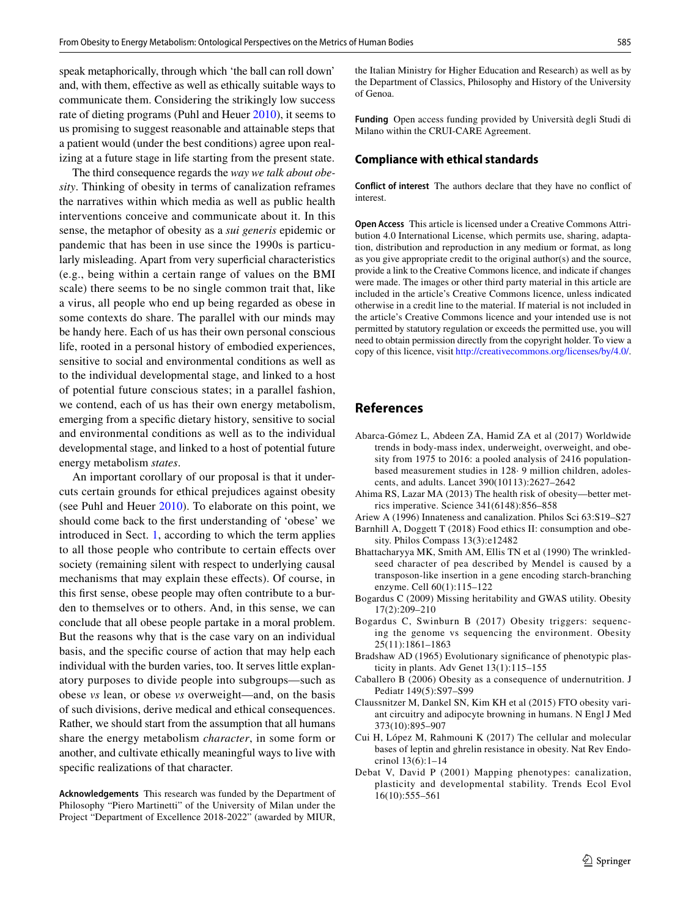speak metaphorically, through which 'the ball can roll down' and, with them, effective as well as ethically suitable ways to communicate them. Considering the strikingly low success rate of dieting programs (Puhl and Heuer 2010), it seems to us promising to suggest reasonable and attainable steps that a patient would (under the best conditions) agree upon realizing at a future stage in life starting from the present state.

The third consequence regards the *way we talk about obesity*. Thinking of obesity in terms of canalization reframes the narratives within which media as well as public health interventions conceive and communicate about it. In this sense, the metaphor of obesity as a *sui generis* epidemic or pandemic that has been in use since the 1990s is particularly misleading. Apart from very superficial characteristics (e.g., being within a certain range of values on the BMI scale) there seems to be no single common trait that, like a virus, all people who end up being regarded as obese in some contexts do share. The parallel with our minds may be handy here. Each of us has their own personal conscious life, rooted in a personal history of embodied experiences, sensitive to social and environmental conditions as well as to the individual developmental stage, and linked to a host of potential future conscious states; in a parallel fashion, we contend, each of us has their own energy metabolism, emerging from a specific dietary history, sensitive to social and environmental conditions as well as to the individual developmental stage, and linked to a host of potential future energy metabolism *states*.

An important corollary of our proposal is that it undercuts certain grounds for ethical prejudices against obesity (see Puhl and Heuer 2010). To elaborate on this point, we should come back to the first understanding of 'obese' we introduced in Sect. 1, according to which the term applies to all those people who contribute to certain effects over society (remaining silent with respect to underlying causal mechanisms that may explain these effects). Of course, in this first sense, obese people may often contribute to a burden to themselves or to others. And, in this sense, we can conclude that all obese people partake in a moral problem. But the reasons why that is the case vary on an individual basis, and the specific course of action that may help each individual with the burden varies, too. It serves little explanatory purposes to divide people into subgroups—such as obese *vs* lean, or obese *vs* overweight—and, on the basis of such divisions, derive medical and ethical consequences. Rather, we should start from the assumption that all humans share the energy metabolism *character*, in some form or another, and cultivate ethically meaningful ways to live with specific realizations of that character.

**Acknowledgements** This research was funded by the Department of Philosophy "Piero Martinetti" of the University of Milan under the Project "Department of Excellence 2018-2022" (awarded by MIUR, the Italian Ministry for Higher Education and Research) as well as by the Department of Classics, Philosophy and History of the University of Genoa.

**Funding** Open access funding provided by Università degli Studi di Milano within the CRUI-CARE Agreement.

## Compliance with ethical standards

**Conflict of interest** The authors declare that they have no conflict of interest.

**Open Access** This article is licensed under a Creative Commons Attribution 4.0 International License, which permits use, sharing, adaptation, distribution and reproduction in any medium or format, as long as you give appropriate credit to the original author(s) and the source, provide a link to the Creative Commons licence, and indicate if changes were made. The images or other third party material in this article are included in the article's Creative Commons licence, unless indicated otherwise in a credit line to the material. If material is not included in the article's Creative Commons licence and your intended use is not permitted by statutory regulation or exceeds the permitted use, you will need to obtain permission directly from the copyright holder. To view a copy of this licence, visit http://creativecommons.org/licenses/by/4.0/.

## References

Abarca-Gómez L, Abdeen ZA, Hamid ZA et al (2017) Worldwide trends in body-mass index, underweight, overweight, and obesity from 1975 to 2016: a pooled analysis of 2416 population-based measurement studies in 128· 9 million children, adolescents, and adults. Lancet 390(10113):2627–2642

Ahima RS, Lazar MA (2013) The health risk of obesity—better metrics imperative. Science 341(6148):856–858

Ariew A (1996) Innateness and canalization. Philos Sci 63:S19–S27

Barnhill A, Doggett T (2018) Food ethics II: consumption and obesity. Philos Compass 13(3):e12482

Bhattacharyya MK, Smith AM, Ellis TN et al (1990) The wrinkled-seed character of pea described by Mendel is caused by a transposon-like insertion in a gene encoding starch-branching enzyme. Cell 60(1):115–122

Bogardus C (2009) Missing heritability and GWAS utility. Obesity 17(2):209–210

Bogardus C, Swinburn B (2017) Obesity triggers: sequencing the genome vs sequencing the environment. Obesity 25(11):1861–1863

Bradshaw AD (1965) Evolutionary significance of phenotypic plasticity in plants. Adv Genet 13(1):115–155

Caballero B (2006) Obesity as a consequence of undernutrition. J Pediatr 149(5):S97–S99

Claussnitzer M, Dankel SN, Kim KH et al (2015) FTO obesity variant circuitry and adipocyte browning in humans. N Engl J Med 373(10):895–907

Cui H, López M, Rahmouni K (2017) The cellular and molecular bases of leptin and ghrelin resistance in obesity. Nat Rev Endocrinol 13(6):1–14

Debat V, David P (2001) Mapping phenotypes: canalization, plasticity and developmental stability. Trends Ecol Evol 16(10):555–561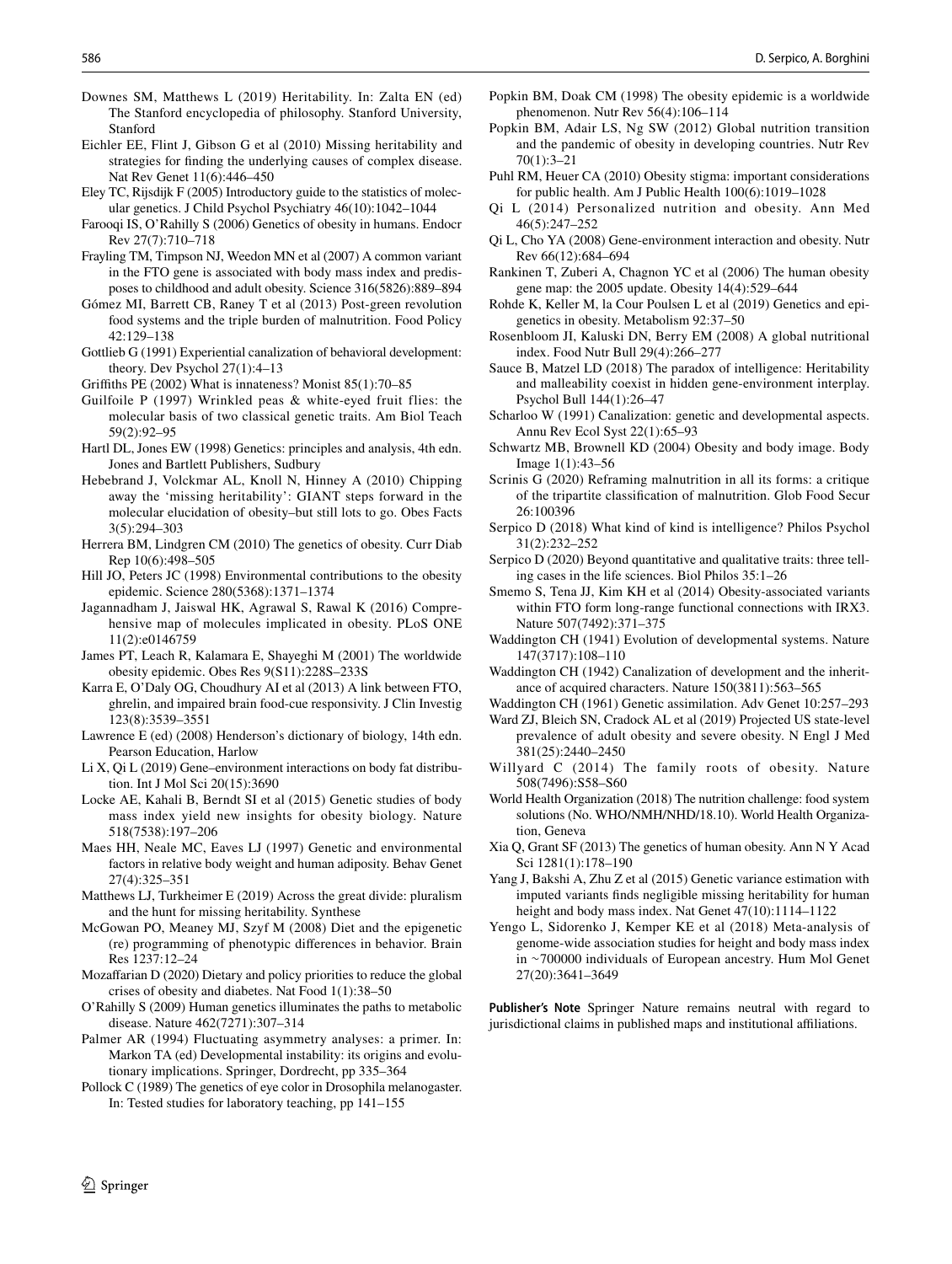Downes SM, Matthews L (2019) Heritability. In: Zalta EN (ed) The Stanford encyclopedia of philosophy. Stanford University, Stanford

Eichler EE, Flint J, Gibson G et al (2010) Missing heritability and strategies for finding the underlying causes of complex disease. Nat Rev Genet 11(6):446–450

Eley TC, Rijsdijk F (2005) Introductory guide to the statistics of molecular genetics. J Child Psychol Psychiatry 46(10):1042–1044

Farooqi IS, O'Rahilly S (2006) Genetics of obesity in humans. Endocr Rev 27(7):710–718

Frayling TM, Timpson NJ, Weedon MN et al (2007) A common variant in the FTO gene is associated with body mass index and predisposes to childhood and adult obesity. Science 316(5826):889–894

Gómez MI, Barrett CB, Raney T et al (2013) Post-green revolution food systems and the triple burden of malnutrition. Food Policy 42:129–138

Gottlieb G (1991) Experiential canalization of behavioral development: theory. Dev Psychol 27(1):4–13

Griffiths PE (2002) What is innateness? Monist 85(1):70–85

Guilfoile P (1997) Wrinkled peas & white-eyed fruit flies: the molecular basis of two classical genetic traits. Am Biol Teach 59(2):92–95

Hartl DL, Jones EW (1998) Genetics: principles and analysis, 4th edn. Jones and Bartlett Publishers, Sudbury

Hebebrand J, Volckmar AL, Knoll N, Hinney A (2010) Chipping away the 'missing heritability': GIANT steps forward in the molecular elucidation of obesity–but still lots to go. Obes Facts 3(5):294–303

Herrera BM, Lindgren CM (2010) The genetics of obesity. Curr Diab Rep 10(6):498–505

Hill JO, Peters JC (1998) Environmental contributions to the obesity epidemic. Science 280(5368):1371–1374

Jagannadham J, Jaiswal HK, Agrawal S, Rawal K (2016) Comprehensive map of molecules implicated in obesity. PLoS ONE 11(2):e0146759

James PT, Leach R, Kalamara E, Shayeghi M (2001) The worldwide obesity epidemic. Obes Res 9(S11):228S–233S

Karra E, O'Daly OG, Choudhury AI et al (2013) A link between FTO, ghrelin, and impaired brain food-cue responsivity. J Clin Investig 123(8):3539–3551

Lawrence E (ed) (2008) Henderson's dictionary of biology, 14th edn. Pearson Education, Harlow

Li X, Qi L (2019) Gene–environment interactions on body fat distribution. Int J Mol Sci 20(15):3690

Locke AE, Kahali B, Berndt SI et al (2015) Genetic studies of body mass index yield new insights for obesity biology. Nature 518(7538):197–206

Maes HH, Neale MC, Eaves LJ (1997) Genetic and environmental factors in relative body weight and human adiposity. Behav Genet 27(4):325–351

Matthews LJ, Turkheimer E (2019) Across the great divide: pluralism and the hunt for missing heritability. Synthese

McGowan PO, Meaney MJ, Szyf M (2008) Diet and the epigenetic (re) programming of phenotypic differences in behavior. Brain Res 1237:12–24

Mozaffarian D (2020) Dietary and policy priorities to reduce the global crises of obesity and diabetes. Nat Food 1(1):38–50

O'Rahilly S (2009) Human genetics illuminates the paths to metabolic disease. Nature 462(7271):307–314

Palmer AR (1994) Fluctuating asymmetry analyses: a primer. In: Markon TA (ed) Developmental instability: its origins and evolutionary implications. Springer, Dordrecht, pp 335–364

Pollock C (1989) The genetics of eye color in Drosophila melanogaster. In: Tested studies for laboratory teaching, pp 141–155

Popkin BM, Doak CM (1998) The obesity epidemic is a worldwide phenomenon. Nutr Rev 56(4):106–114

Popkin BM, Adair LS, Ng SW (2012) Global nutrition transition and the pandemic of obesity in developing countries. Nutr Rev 70(1):3–21

Puhl RM, Heuer CA (2010) Obesity stigma: important considerations for public health. Am J Public Health 100(6):1019–1028

Qi L (2014) Personalized nutrition and obesity. Ann Med 46(5):247–252

Qi L, Cho YA (2008) Gene-environment interaction and obesity. Nutr Rev 66(12):684–694

Rankinen T, Zuberi A, Chagnon YC et al (2006) The human obesity gene map: the 2005 update. Obesity 14(4):529–644

Rohde K, Keller M, la Cour Poulsen L et al (2019) Genetics and epigenetics in obesity. Metabolism 92:37–50

Rosenbloom JI, Kaluski DN, Berry EM (2008) A global nutritional index. Food Nutr Bull 29(4):266–277

Sauce B, Matzel LD (2018) The paradox of intelligence: Heritability and malleability coexist in hidden gene-environment interplay. Psychol Bull 144(1):26–47

Scharloo W (1991) Canalization: genetic and developmental aspects. Annu Rev Ecol Syst 22(1):65–93

Schwartz MB, Brownell KD (2004) Obesity and body image. Body Image 1(1):43–56

Scrinis G (2020) Reframing malnutrition in all its forms: a critique of the tripartite classification of malnutrition. Glob Food Secur 26:100396

Serpico D (2018) What kind of kind is intelligence? Philos Psychol 31(2):232–252

Serpico D (2020) Beyond quantitative and qualitative traits: three telling cases in the life sciences. Biol Philos 35:1–26

Smemo S, Tena JJ, Kim KH et al (2014) Obesity-associated variants within FTO form long-range functional connections with IRX3. Nature 507(7492):371–375

Waddington CH (1941) Evolution of developmental systems. Nature 147(3717):108–110

Waddington CH (1942) Canalization of development and the inheritance of acquired characters. Nature 150(3811):563–565

Waddington CH (1961) Genetic assimilation. Adv Genet 10:257–293

Ward ZJ, Bleich SN, Cradock AL et al (2019) Projected US state-level prevalence of adult obesity and severe obesity. N Engl J Med 381(25):2440–2450

Willyard C (2014) The family roots of obesity. Nature 508(7496):S58–S60

World Health Organization (2018) The nutrition challenge: food system solutions (No. WHO/NMH/NHD/18.10). World Health Organization, Geneva

Xia Q, Grant SF (2013) The genetics of human obesity. Ann N Y Acad Sci 1281(1):178–190

Yang J, Bakshi A, Zhu Z et al (2015) Genetic variance estimation with imputed variants finds negligible missing heritability for human height and body mass index. Nat Genet 47(10):1114–1122

Yengo L, Sidorenko J, Kemper KE et al (2018) Meta-analysis of genome-wide association studies for height and body mass index in ~700000 individuals of European ancestry. Hum Mol Genet 27(20):3641–3649

**Publisher's Note** Springer Nature remains neutral with regard to jurisdictional claims in published maps and institutional affiliations.